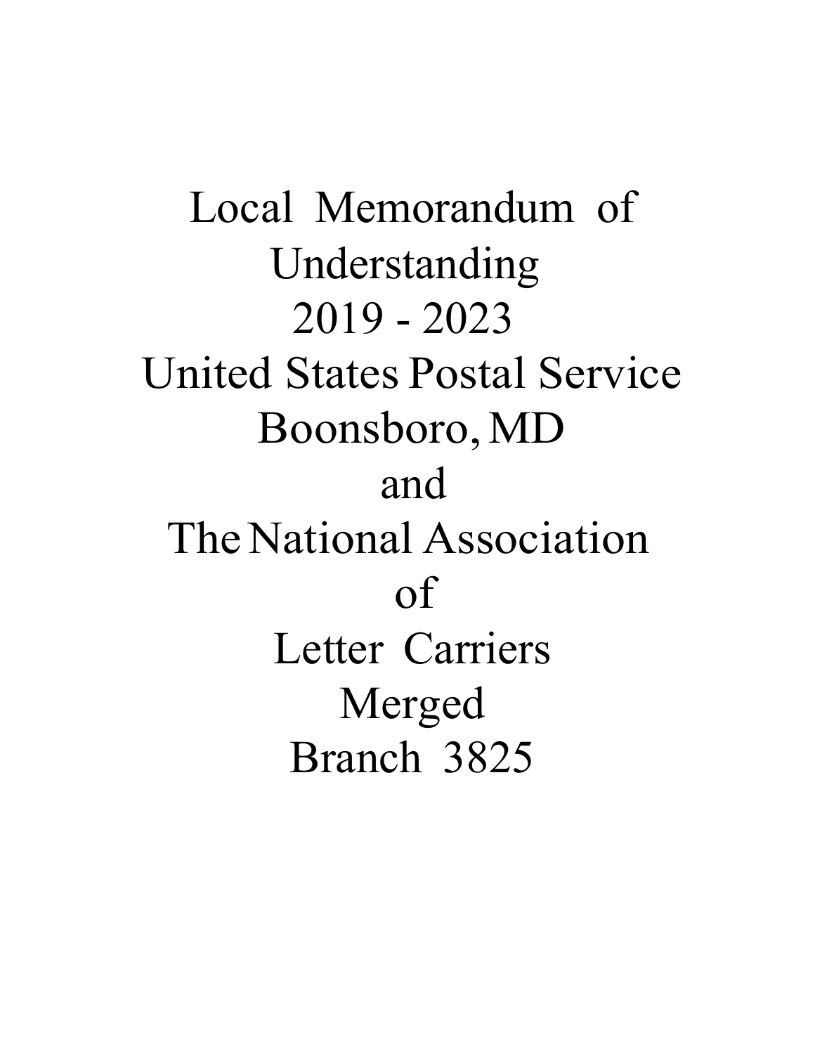# Local Memorandum of Understanding

# 2019 - 2023

# United States Postal Service

# Boonsboro, MD

# and

# The National Association of Letter Carriers

# Merged Branch 3825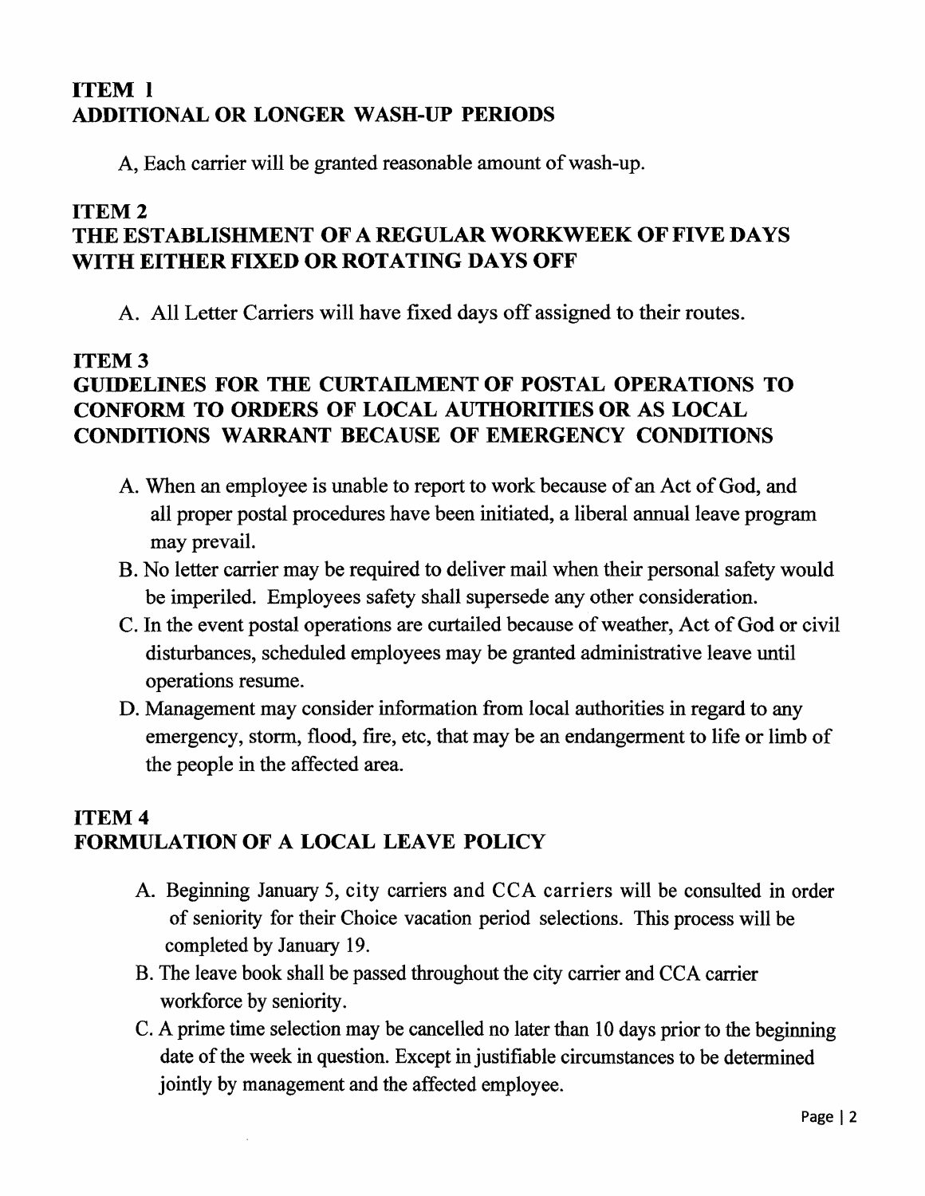## ITEM 1
## ADDITIONAL OR LONGER WASH-UP PERIODS

A, Each carrier will be granted reasonable amount of wash-up.

## ITEM 2
## THE ESTABLISHMENT OF A REGULAR WORKWEEK OF FIVE DAYS WITH EITHER FIXED OR ROTATING DAYS OFF

A. All Letter Carriers will have fixed days off assigned to their routes.

## ITEM 3
## GUIDELINES FOR THE CURTAILMENT OF POSTAL OPERATIONS TO CONFORM TO ORDERS OF LOCAL AUTHORITIES OR AS LOCAL CONDITIONS WARRANT BECAUSE OF EMERGENCY CONDITIONS

A. When an employee is unable to report to work because of an Act of God, and all proper postal procedures have been initiated, a liberal annual leave program may prevail.

B. No letter carrier may be required to deliver mail when their personal safety would be imperiled. Employees safety shall supersede any other consideration.

C. In the event postal operations are curtailed because of weather, Act of God or civil disturbances, scheduled employees may be granted administrative leave until operations resume.

D. Management may consider information from local authorities in regard to any emergency, storm, flood, fire, etc, that may be an endangerment to life or limb of the people in the affected area.

## ITEM 4
## FORMULATION OF A LOCAL LEAVE POLICY

A. Beginning January 5, city carriers and CCA carriers will be consulted in order of seniority for their Choice vacation period selections. This process will be completed by January 19.

B. The leave book shall be passed throughout the city carrier and CCA carrier workforce by seniority.

C. A prime time selection may be cancelled no later than 10 days prior to the beginning date of the week in question. Except in justifiable circumstances to be determined jointly by management and the affected employee.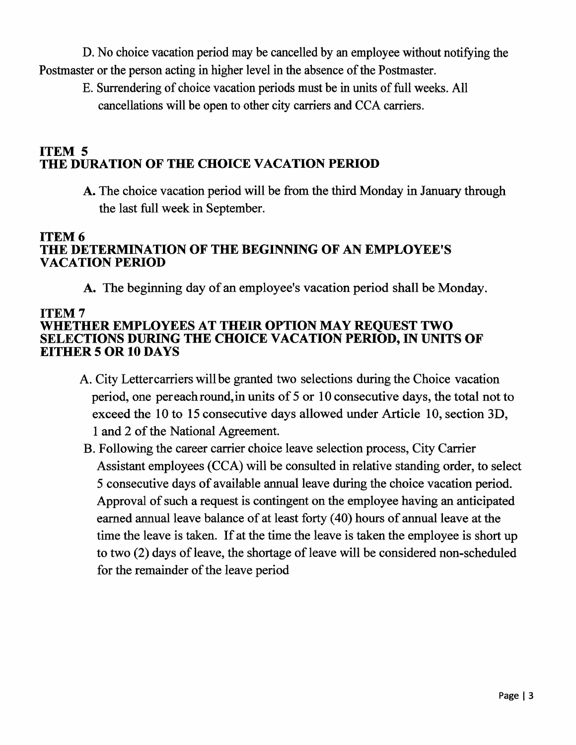D. No choice vacation period may be cancelled by an employee without notifying the Postmaster or the person acting in higher level in the absence of the Postmaster.

E. Surrendering of choice vacation periods must be in units of full weeks. All cancellations will be open to other city carriers and CCA carriers.

## ITEM 5
## THE DURATION OF THE CHOICE VACATION PERIOD

**A.** The choice vacation period will be from the third Monday in January through the last full week in September.

## ITEM 6
## THE DETERMINATION OF THE BEGINNING OF AN EMPLOYEE'S VACATION PERIOD

**A.** The beginning day of an employee's vacation period shall be Monday.

## ITEM 7
## WHETHER EMPLOYEES AT THEIR OPTION MAY REQUEST TWO SELECTIONS DURING THE CHOICE VACATION PERIOD, IN UNITS OF EITHER 5 OR 10 DAYS

A. City Lettercarriers will be granted two selections during the Choice vacation period, one per each round, in units of 5 or 10 consecutive days, the total not to exceed the 10 to 15 consecutive days allowed under Article 10, section 3D, 1 and 2 of the National Agreement.

B. Following the career carrier choice leave selection process, City Carrier Assistant employees (CCA) will be consulted in relative standing order, to select 5 consecutive days of available annual leave during the choice vacation period. Approval of such a request is contingent on the employee having an anticipated earned annual leave balance of at least forty (40) hours of annual leave at the time the leave is taken. If at the time the leave is taken the employee is short up to two (2) days of leave, the shortage of leave will be considered non-scheduled for the remainder of the leave period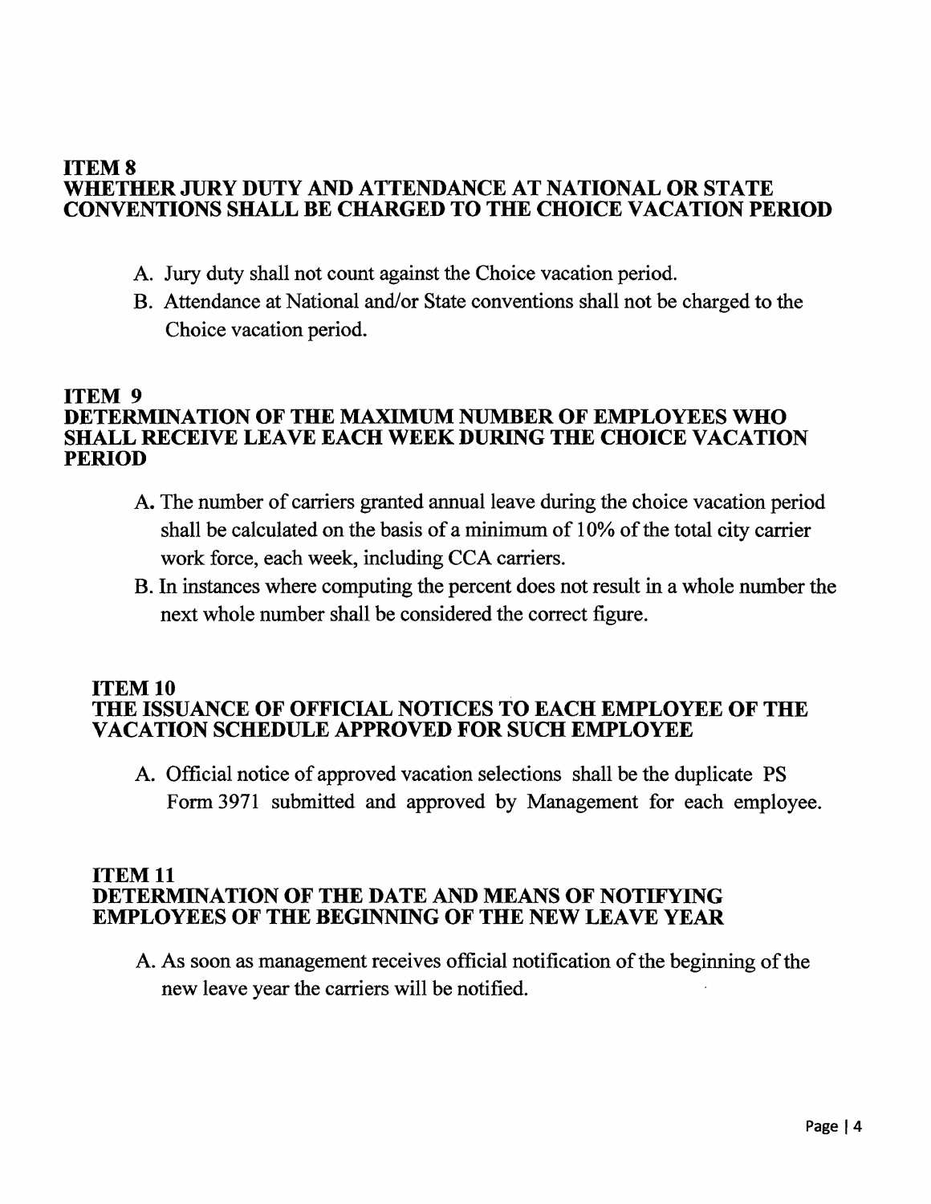## ITEM 8
## WHETHER JURY DUTY AND ATTENDANCE AT NATIONAL OR STATE CONVENTIONS SHALL BE CHARGED TO THE CHOICE VACATION PERIOD

A. Jury duty shall not count against the Choice vacation period.

B. Attendance at National and/or State conventions shall not be charged to the Choice vacation period.

## ITEM 9
## DETERMINATION OF THE MAXIMUM NUMBER OF EMPLOYEES WHO SHALL RECEIVE LEAVE EACH WEEK DURING THE CHOICE VACATION PERIOD

A. The number of carriers granted annual leave during the choice vacation period shall be calculated on the basis of a minimum of 10% of the total city carrier work force, each week, including CCA carriers.

B. In instances where computing the percent does not result in a whole number the next whole number shall be considered the correct figure.

## ITEM 10
## THE ISSUANCE OF OFFICIAL NOTICES TO EACH EMPLOYEE OF THE VACATION SCHEDULE APPROVED FOR SUCH EMPLOYEE

A. Official notice of approved vacation selections shall be the duplicate PS Form 3971 submitted and approved by Management for each employee.

## ITEM 11
## DETERMINATION OF THE DATE AND MEANS OF NOTIFYING EMPLOYEES OF THE BEGINNING OF THE NEW LEAVE YEAR

A. As soon as management receives official notification of the beginning of the new leave year the carriers will be notified.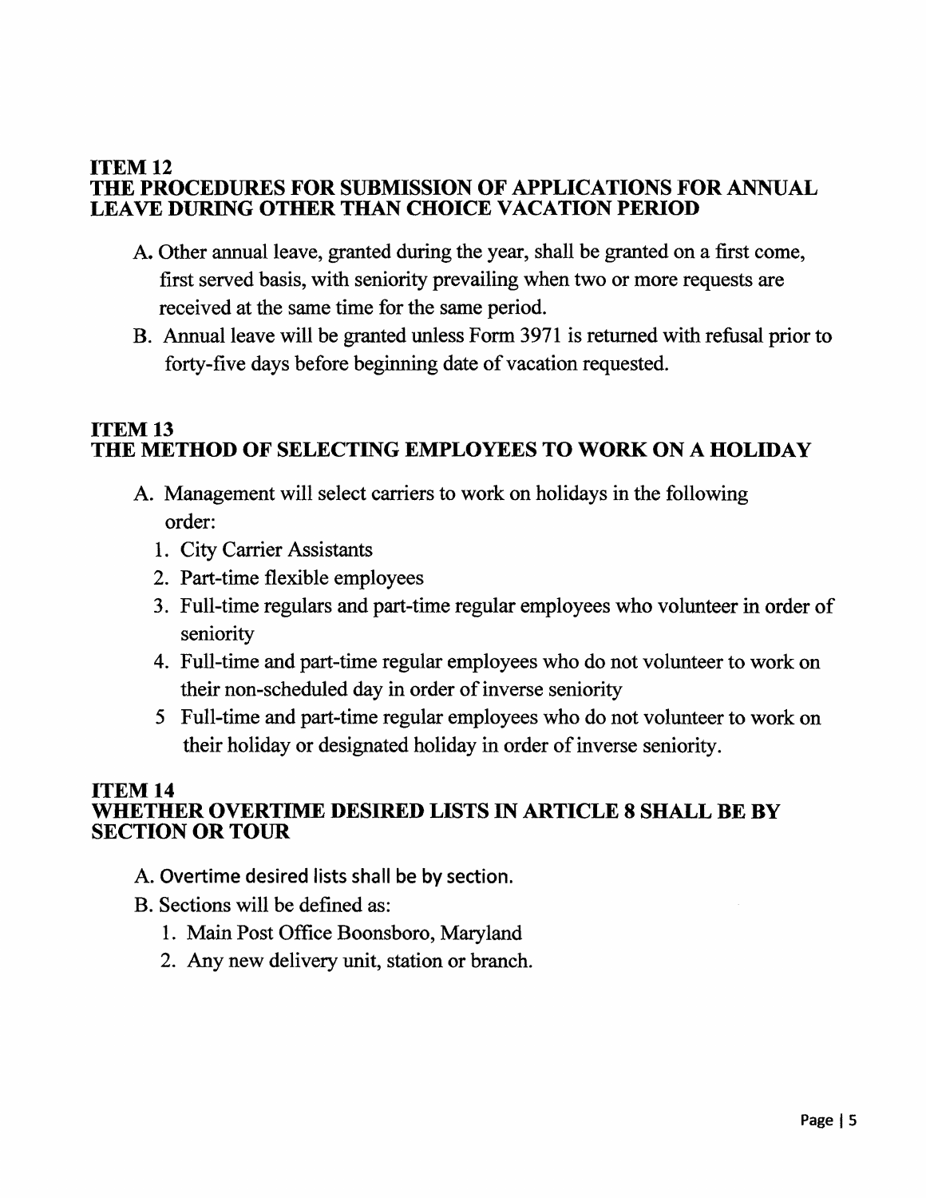## ITEM 12
## THE PROCEDURES FOR SUBMISSION OF APPLICATIONS FOR ANNUAL LEAVE DURING OTHER THAN CHOICE VACATION PERIOD

A. Other annual leave, granted during the year, shall be granted on a first come, first served basis, with seniority prevailing when two or more requests are received at the same time for the same period.

B. Annual leave will be granted unless Form 3971 is returned with refusal prior to forty-five days before beginning date of vacation requested.

## ITEM 13
## THE METHOD OF SELECTING EMPLOYEES TO WORK ON A HOLIDAY

A. Management will select carriers to work on holidays in the following order:

1. City Carrier Assistants
2. Part-time flexible employees
3. Full-time regulars and part-time regular employees who volunteer in order of seniority
4. Full-time and part-time regular employees who do not volunteer to work on their non-scheduled day in order of inverse seniority
5. Full-time and part-time regular employees who do not volunteer to work on their holiday or designated holiday in order of inverse seniority.

## ITEM 14
## WHETHER OVERTIME DESIRED LISTS IN ARTICLE 8 SHALL BE BY SECTION OR TOUR

A. Overtime desired lists shall be by section.

B. Sections will be defined as:

1. Main Post Office Boonsboro, Maryland
2. Any new delivery unit, station or branch.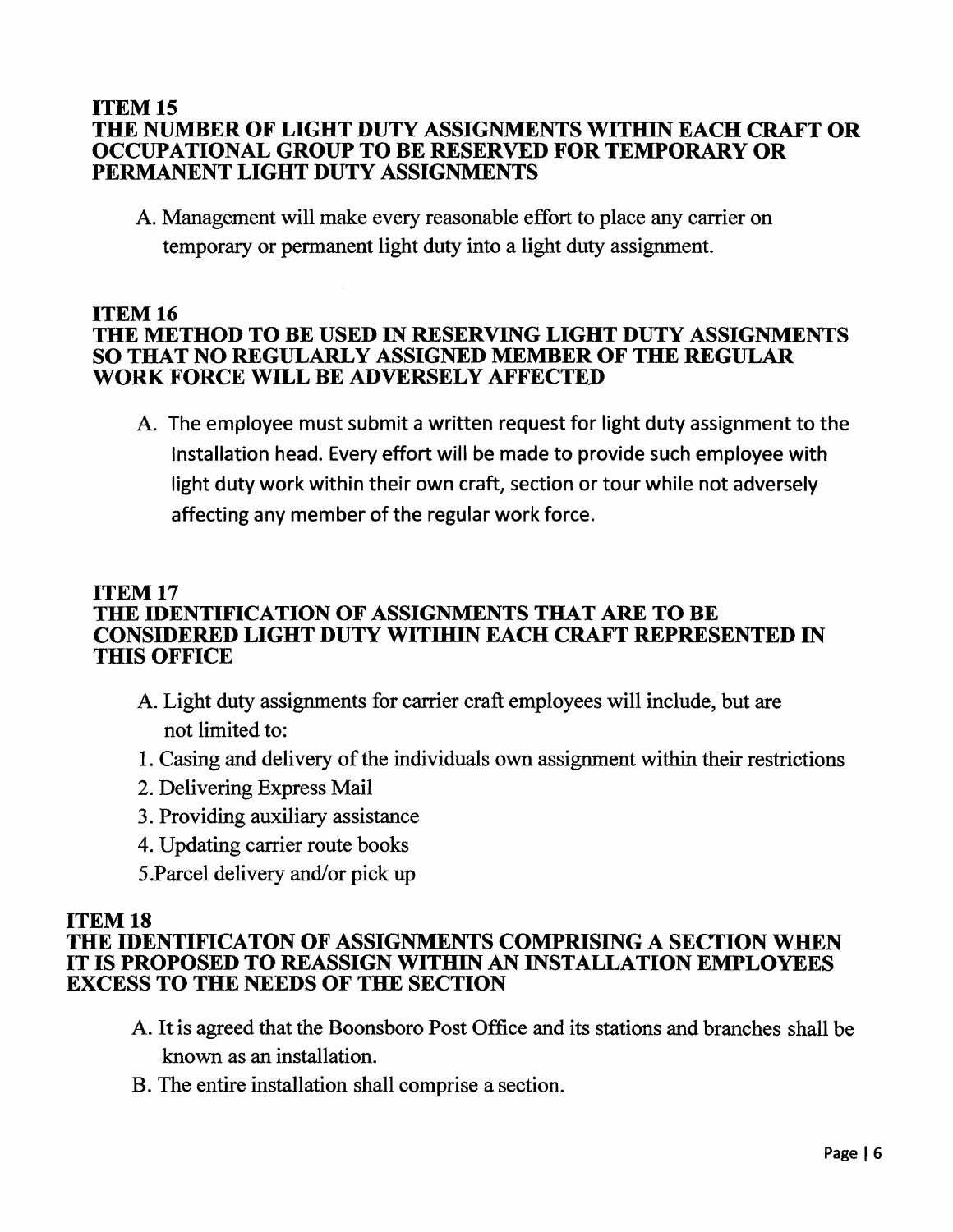## ITEM 15
## THE NUMBER OF LIGHT DUTY ASSIGNMENTS WITHIN EACH CRAFT OR OCCUPATIONAL GROUP TO BE RESERVED FOR TEMPORARY OR PERMANENT LIGHT DUTY ASSIGNMENTS

A. Management will make every reasonable effort to place any carrier on temporary or permanent light duty into a light duty assignment.

## ITEM 16
## THE METHOD TO BE USED IN RESERVING LIGHT DUTY ASSIGNMENTS SO THAT NO REGULARLY ASSIGNED MEMBER OF THE REGULAR WORK FORCE WILL BE ADVERSELY AFFECTED

A. The employee must submit a written request for light duty assignment to the Installation head. Every effort will be made to provide such employee with light duty work within their own craft, section or tour while not adversely affecting any member of the regular work force.

## ITEM 17
## THE IDENTIFICATION OF ASSIGNMENTS THAT ARE TO BE CONSIDERED LIGHT DUTY WITIHIN EACH CRAFT REPRESENTED IN THIS OFFICE

A. Light duty assignments for carrier craft employees will include, but are not limited to:

1. Casing and delivery of the individuals own assignment within their restrictions
2. Delivering Express Mail
3. Providing auxiliary assistance
4. Updating carrier route books
5. Parcel delivery and/or pick up

## ITEM 18
## THE IDENTIFICATON OF ASSIGNMENTS COMPRISING A SECTION WHEN IT IS PROPOSED TO REASSIGN WITHIN AN INSTALLATION EMPLOYEES EXCESS TO THE NEEDS OF THE SECTION

A. It is agreed that the Boonsboro Post Office and its stations and branches shall be known as an installation.

B. The entire installation shall comprise a section.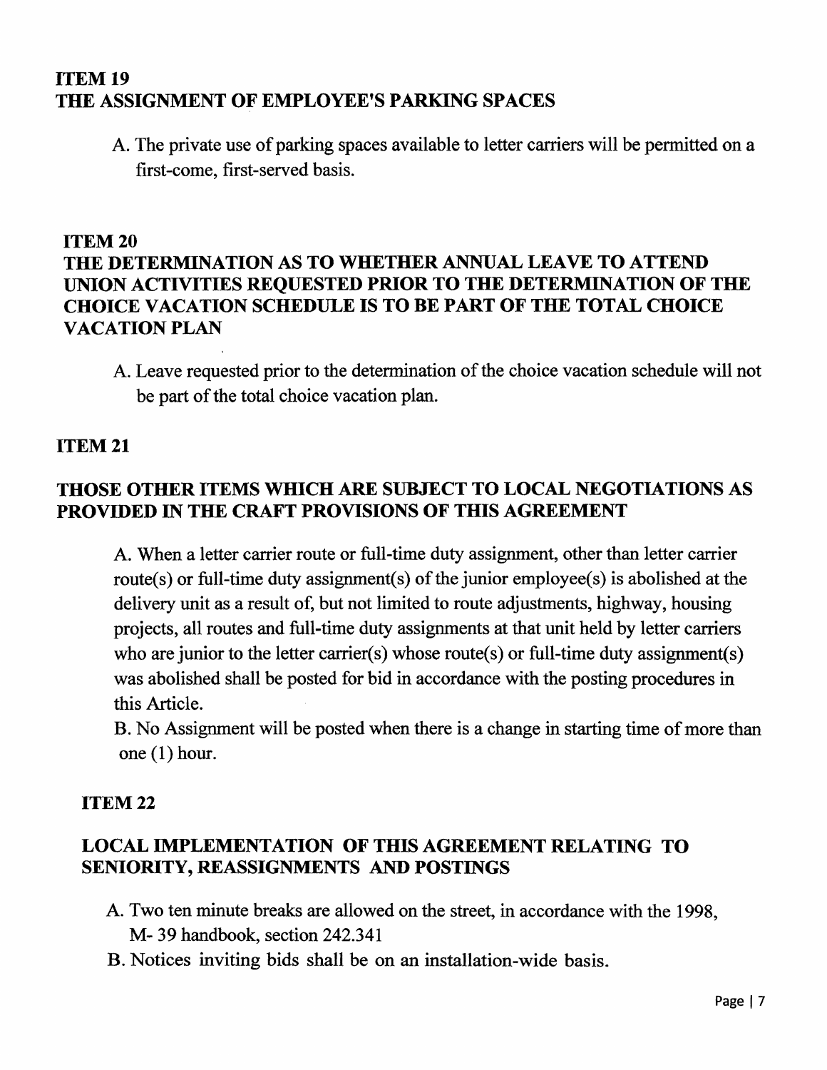## ITEM 19
## THE ASSIGNMENT OF EMPLOYEE'S PARKING SPACES

A. The private use of parking spaces available to letter carriers will be permitted on a first-come, first-served basis.

## ITEM 20
## THE DETERMINATION AS TO WHETHER ANNUAL LEAVE TO ATTEND UNION ACTIVITIES REQUESTED PRIOR TO THE DETERMINATION OF THE CHOICE VACATION SCHEDULE IS TO BE PART OF THE TOTAL CHOICE VACATION PLAN

A. Leave requested prior to the determination of the choice vacation schedule will not be part of the total choice vacation plan.

## ITEM 21

## THOSE OTHER ITEMS WHICH ARE SUBJECT TO LOCAL NEGOTIATIONS AS PROVIDED IN THE CRAFT PROVISIONS OF THIS AGREEMENT

A. When a letter carrier route or full-time duty assignment, other than letter carrier route(s) or full-time duty assignment(s) of the junior employee(s) is abolished at the delivery unit as a result of, but not limited to route adjustments, highway, housing projects, all routes and full-time duty assignments at that unit held by letter carriers who are junior to the letter carrier(s) whose route(s) or full-time duty assignment(s) was abolished shall be posted for bid in accordance with the posting procedures in this Article.

B. No Assignment will be posted when there is a change in starting time of more than one (1) hour.

## ITEM 22

## LOCAL IMPLEMENTATION OF THIS AGREEMENT RELATING TO SENIORITY, REASSIGNMENTS AND POSTINGS

A. Two ten minute breaks are allowed on the street, in accordance with the 1998, M- 39 handbook, section 242.341

B. Notices inviting bids shall be on an installation-wide basis.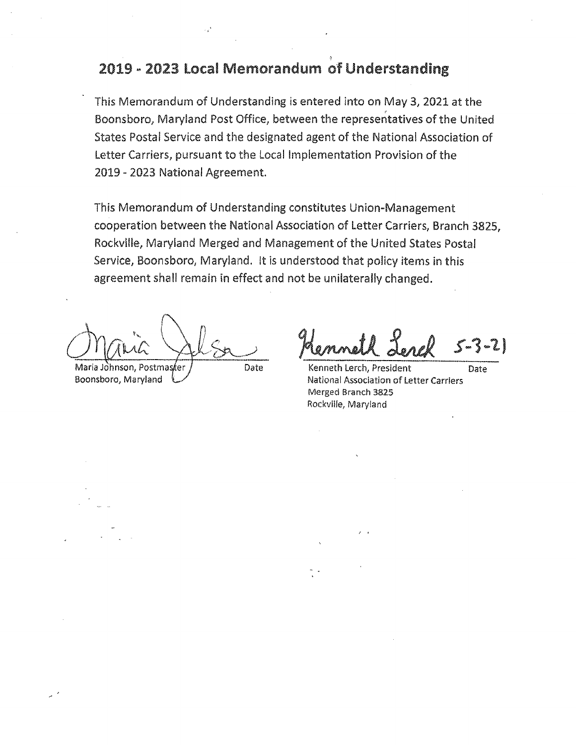## 2019 - 2023 Local Memorandum of Understanding

This Memorandum of Understanding is entered into on May 3, 2021 at the Boonsboro, Maryland Post Office, between the representatives of the United States Postal Service and the designated agent of the National Association of Letter Carriers, pursuant to the Local Implementation Provision of the 2019 - 2023 National Agreement.

This Memorandum of Understanding constitutes Union-Management cooperation between the National Association of Letter Carriers, Branch 3825, Rockville, Maryland Merged and Management of the United States Postal Service, Boonsboro, Maryland. It is understood that policy items in this agreement shall remain in effect and not be unilaterally changed.

| | |
|---|---|
| Maria Johnson, Postmaster — Date | Kenneth Lerch, President — Date 5-3-21 |
| Boonsboro, Maryland | National Association of Letter Carriers |
| | Merged Branch 3825 |
| | Rockville, Maryland |